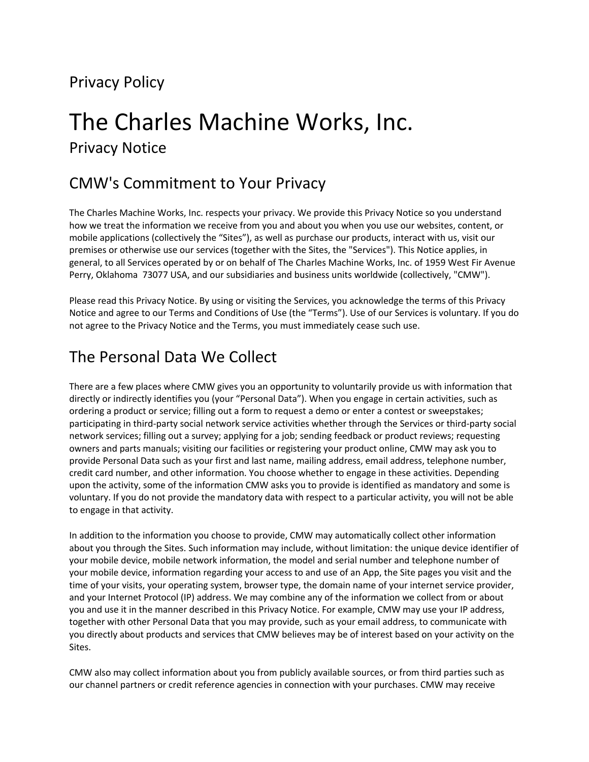Privacy Policy

# The Charles Machine Works, Inc.

## Privacy Notice

## CMW's Commitment to Your Privacy

The Charles Machine Works, Inc. respects your privacy. We provide this Privacy Notice so you understand how we treat the information we receive from you and about you when you use our websites, content, or mobile applications (collectively the "Sites"), as well as purchase our products, interact with us, visit our premises or otherwise use our services (together with the Sites, the "Services"). This Notice applies, in general, to all Services operated by or on behalf of The Charles Machine Works, Inc. of 1959 West Fir Avenue Perry, Oklahoma 73077 USA, and our subsidiaries and business units worldwide (collectively, "CMW").

Please read this Privacy Notice. By using or visiting the Services, you acknowledge the terms of this Privacy Notice and agree to our Terms and Conditions of Use (the "Terms"). Use of our Services is voluntary. If you do not agree to the Privacy Notice and the Terms, you must immediately cease such use.

## The Personal Data We Collect

There are a few places where CMW gives you an opportunity to voluntarily provide us with information that directly or indirectly identifies you (your "Personal Data"). When you engage in certain activities, such as ordering a product or service; filling out a form to request a demo or enter a contest or sweepstakes; participating in third-party social network service activities whether through the Services or third-party social network services; filling out a survey; applying for a job; sending feedback or product reviews; requesting owners and parts manuals; visiting our facilities or registering your product online, CMW may ask you to provide Personal Data such as your first and last name, mailing address, email address, telephone number, credit card number, and other information. You choose whether to engage in these activities. Depending upon the activity, some of the information CMW asks you to provide is identified as mandatory and some is voluntary. If you do not provide the mandatory data with respect to a particular activity, you will not be able to engage in that activity.

In addition to the information you choose to provide, CMW may automatically collect other information about you through the Sites. Such information may include, without limitation: the unique device identifier of your mobile device, mobile network information, the model and serial number and telephone number of your mobile device, information regarding your access to and use of an App, the Site pages you visit and the time of your visits, your operating system, browser type, the domain name of your internet service provider, and your Internet Protocol (IP) address. We may combine any of the information we collect from or about you and use it in the manner described in this Privacy Notice. For example, CMW may use your IP address, together with other Personal Data that you may provide, such as your email address, to communicate with you directly about products and services that CMW believes may be of interest based on your activity on the Sites.

CMW also may collect information about you from publicly available sources, or from third parties such as our channel partners or credit reference agencies in connection with your purchases. CMW may receive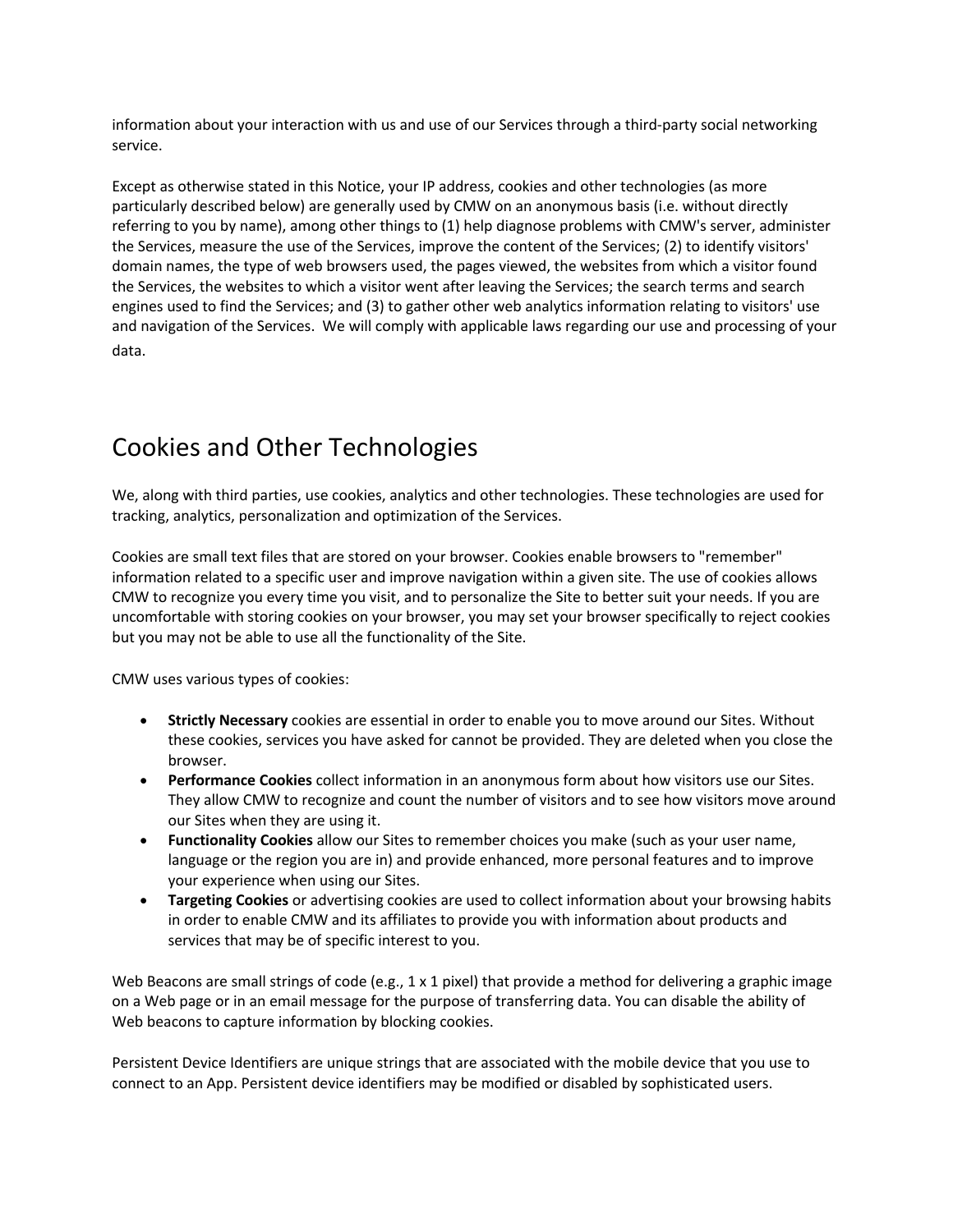information about your interaction with us and use of our Services through a third-party social networking service.

Except as otherwise stated in this Notice, your IP address, cookies and other technologies (as more particularly described below) are generally used by CMW on an anonymous basis (i.e. without directly referring to you by name), among other things to (1) help diagnose problems with CMW's server, administer the Services, measure the use of the Services, improve the content of the Services; (2) to identify visitors' domain names, the type of web browsers used, the pages viewed, the websites from which a visitor found the Services, the websites to which a visitor went after leaving the Services; the search terms and search engines used to find the Services; and (3) to gather other web analytics information relating to visitors' use and navigation of the Services. We will comply with applicable laws regarding our use and processing of your data.

# Cookies and Other Technologies

We, along with third parties, use cookies, analytics and other technologies. These technologies are used for tracking, analytics, personalization and optimization of the Services.

Cookies are small text files that are stored on your browser. Cookies enable browsers to "remember" information related to a specific user and improve navigation within a given site. The use of cookies allows CMW to recognize you every time you visit, and to personalize the Site to better suit your needs. If you are uncomfortable with storing cookies on your browser, you may set your browser specifically to reject cookies but you may not be able to use all the functionality of the Site.

CMW uses various types of cookies:

- **Strictly Necessary** cookies are essential in order to enable you to move around our Sites. Without these cookies, services you have asked for cannot be provided. They are deleted when you close the browser.
- **Performance Cookies** collect information in an anonymous form about how visitors use our Sites. They allow CMW to recognize and count the number of visitors and to see how visitors move around our Sites when they are using it.
- **Functionality Cookies** allow our Sites to remember choices you make (such as your user name, language or the region you are in) and provide enhanced, more personal features and to improve your experience when using our Sites.
- **Targeting Cookies** or advertising cookies are used to collect information about your browsing habits in order to enable CMW and its affiliates to provide you with information about products and services that may be of specific interest to you.

Web Beacons are small strings of code (e.g., 1 x 1 pixel) that provide a method for delivering a graphic image on a Web page or in an email message for the purpose of transferring data. You can disable the ability of Web beacons to capture information by blocking cookies.

Persistent Device Identifiers are unique strings that are associated with the mobile device that you use to connect to an App. Persistent device identifiers may be modified or disabled by sophisticated users.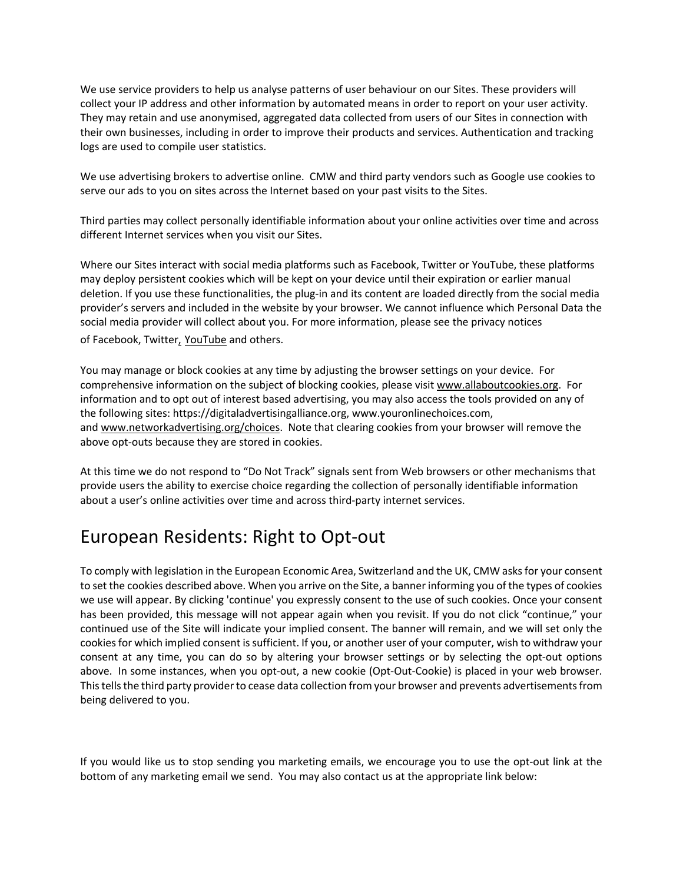We use service providers to help us analyse patterns of user behaviour on our Sites. These providers will collect your IP address and other information by automated means in order to report on your user activity. They may retain and use anonymised, aggregated data collected from users of our Sites in connection with their own businesses, including in order to improve their products and services. Authentication and tracking logs are used to compile user statistics.

We use advertising brokers to advertise online. CMW and third party vendors such as Google use cookies to serve our ads to you on sites across the Internet based on your past visits to the Sites.

Third parties may collect personally identifiable information about your online activities over time and across different Internet services when you visit our Sites.

Where our Sites interact with social media platforms such as Facebook, Twitter or YouTube, these platforms may deploy persistent cookies which will be kept on your device until their expiration or earlier manual deletion. If you use these functionalities, the plug-in and its content are loaded directly from the social media provider's servers and included in the website by your browser. We cannot influence which Personal Data the social media provider will collect about you. For more information, please see the privacy notices of Facebook, Twitter, YouTube and others.

You may manage or block cookies at any time by adjusting the browser settings on your device. For comprehensive information on the subject of blocking cookies, please visit www.allaboutcookies.org. For information and to opt out of interest based advertising, you may also access the tools provided on any of the following sites: https://digitaladvertisingalliance.org, www.youronlinechoices.com, and www.networkadvertising.org/choices. Note that clearing cookies from your browser will remove the above opt-outs because they are stored in cookies.

At this time we do not respond to "Do Not Track" signals sent from Web browsers or other mechanisms that provide users the ability to exercise choice regarding the collection of personally identifiable information about a user's online activities over time and across third-party internet services.

## European Residents: Right to Opt-out

To comply with legislation in the European Economic Area, Switzerland and the UK, CMW asks for your consent to set the cookies described above. When you arrive on the Site, a banner informing you of the types of cookies we use will appear. By clicking 'continue' you expressly consent to the use of such cookies. Once your consent has been provided, this message will not appear again when you revisit. If you do not click "continue," your continued use of the Site will indicate your implied consent. The banner will remain, and we will set only the cookies for which implied consent is sufficient. If you, or another user of your computer, wish to withdraw your consent at any time, you can do so by altering your browser settings or by selecting the opt-out options above. In some instances, when you opt-out, a new cookie (Opt-Out-Cookie) is placed in your web browser. This tells the third party provider to cease data collection from your browser and prevents advertisements from being delivered to you.

If you would like us to stop sending you marketing emails, we encourage you to use the opt-out link at the bottom of any marketing email we send. You may also contact us at the appropriate link below: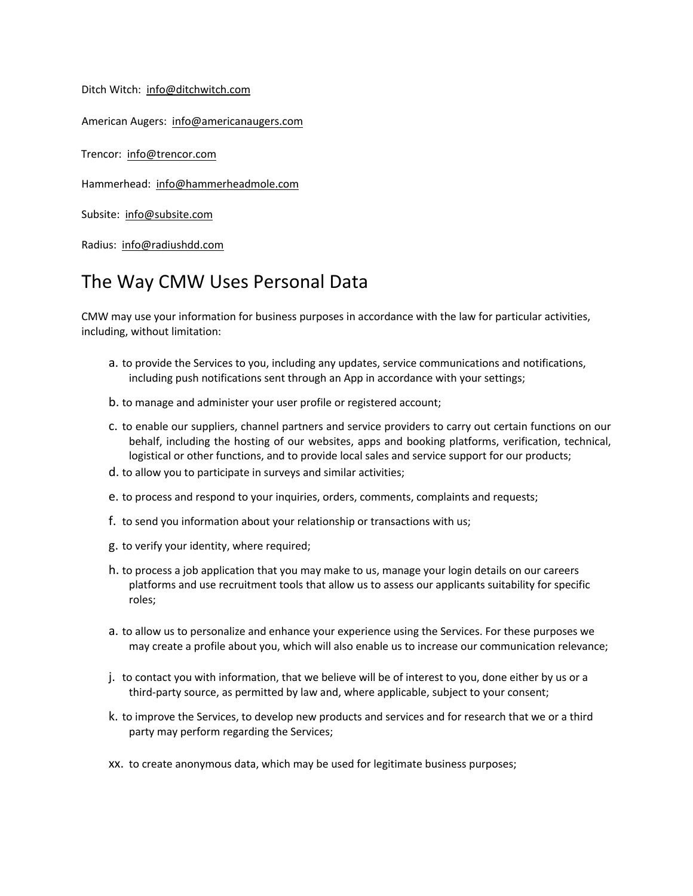Ditch Witch: info@ditchwitch.com

American Augers: info@americanaugers.com

Trencor: info@trencor.com

Hammerhead: info@hammerheadmole.com

Subsite: info@subsite.com

Radius: info@radiushdd.com

# The Way CMW Uses Personal Data

CMW may use your information for business purposes in accordance with the law for particular activities, including, without limitation:

a. to provide the Services to you, including any updates, service communications and notifications, including push notifications sent through an App in accordance with your settings;

b. to manage and administer your user profile or registered account;

c. to enable our suppliers, channel partners and service providers to carry out certain functions on our behalf, including the hosting of our websites, apps and booking platforms, verification, technical, logistical or other functions, and to provide local sales and service support for our products;

d. to allow you to participate in surveys and similar activities;

e. to process and respond to your inquiries, orders, comments, complaints and requests;

f. to send you information about your relationship or transactions with us;

g. to verify your identity, where required;

h. to process a job application that you may make to us, manage your login details on our careers platforms and use recruitment tools that allow us to assess our applicants suitability for specific roles;

a. to allow us to personalize and enhance your experience using the Services. For these purposes we may create a profile about you, which will also enable us to increase our communication relevance;

j. to contact you with information, that we believe will be of interest to you, done either by us or a third-party source, as permitted by law and, where applicable, subject to your consent;

k. to improve the Services, to develop new products and services and for research that we or a third party may perform regarding the Services;

xx. to create anonymous data, which may be used for legitimate business purposes;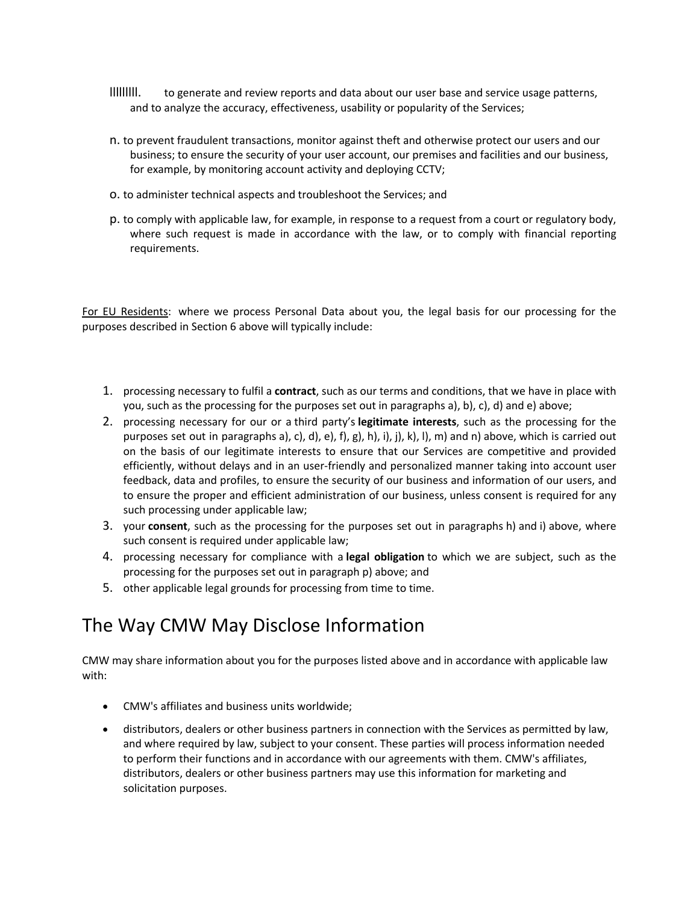lllllllll. to generate and review reports and data about our user base and service usage patterns, and to analyze the accuracy, effectiveness, usability or popularity of the Services;

n. to prevent fraudulent transactions, monitor against theft and otherwise protect our users and our business; to ensure the security of your user account, our premises and facilities and our business, for example, by monitoring account activity and deploying CCTV;

o. to administer technical aspects and troubleshoot the Services; and

p. to comply with applicable law, for example, in response to a request from a court or regulatory body, where such request is made in accordance with the law, or to comply with financial reporting requirements.

For EU Residents: where we process Personal Data about you, the legal basis for our processing for the purposes described in Section 6 above will typically include:

1. processing necessary to fulfil a **contract**, such as our terms and conditions, that we have in place with you, such as the processing for the purposes set out in paragraphs a), b), c), d) and e) above;
2. processing necessary for our or a third party's **legitimate interests**, such as the processing for the purposes set out in paragraphs a), c), d), e), f), g), h), i), j), k), l), m) and n) above, which is carried out on the basis of our legitimate interests to ensure that our Services are competitive and provided efficiently, without delays and in an user-friendly and personalized manner taking into account user feedback, data and profiles, to ensure the security of our business and information of our users, and to ensure the proper and efficient administration of our business, unless consent is required for any such processing under applicable law;
3. your **consent**, such as the processing for the purposes set out in paragraphs h) and i) above, where such consent is required under applicable law;
4. processing necessary for compliance with a **legal obligation** to which we are subject, such as the processing for the purposes set out in paragraph p) above; and
5. other applicable legal grounds for processing from time to time.

# The Way CMW May Disclose Information

CMW may share information about you for the purposes listed above and in accordance with applicable law with:

- CMW's affiliates and business units worldwide;
- distributors, dealers or other business partners in connection with the Services as permitted by law, and where required by law, subject to your consent. These parties will process information needed to perform their functions and in accordance with our agreements with them. CMW's affiliates, distributors, dealers or other business partners may use this information for marketing and solicitation purposes.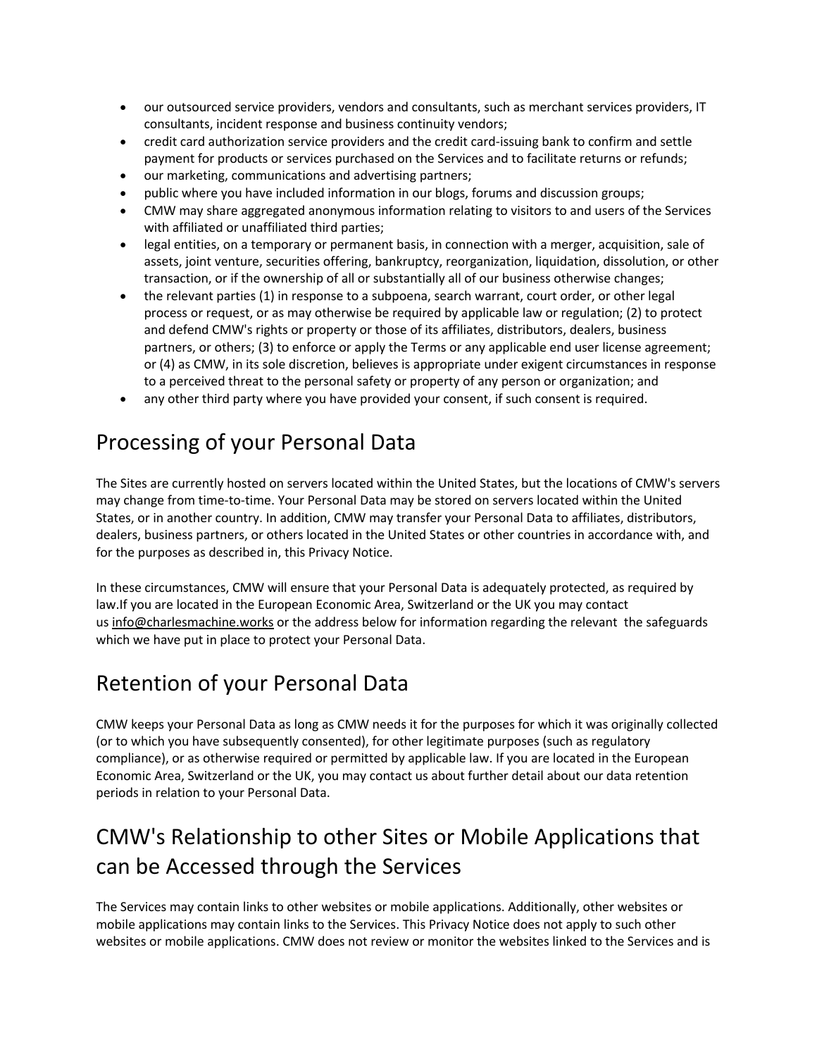- our outsourced service providers, vendors and consultants, such as merchant services providers, IT consultants, incident response and business continuity vendors;
- credit card authorization service providers and the credit card-issuing bank to confirm and settle payment for products or services purchased on the Services and to facilitate returns or refunds;
- our marketing, communications and advertising partners;
- public where you have included information in our blogs, forums and discussion groups;
- CMW may share aggregated anonymous information relating to visitors to and users of the Services with affiliated or unaffiliated third parties;
- legal entities, on a temporary or permanent basis, in connection with a merger, acquisition, sale of assets, joint venture, securities offering, bankruptcy, reorganization, liquidation, dissolution, or other transaction, or if the ownership of all or substantially all of our business otherwise changes;
- the relevant parties (1) in response to a subpoena, search warrant, court order, or other legal process or request, or as may otherwise be required by applicable law or regulation; (2) to protect and defend CMW's rights or property or those of its affiliates, distributors, dealers, business partners, or others; (3) to enforce or apply the Terms or any applicable end user license agreement; or (4) as CMW, in its sole discretion, believes is appropriate under exigent circumstances in response to a perceived threat to the personal safety or property of any person or organization; and
- any other third party where you have provided your consent, if such consent is required.

# Processing of your Personal Data

The Sites are currently hosted on servers located within the United States, but the locations of CMW's servers may change from time-to-time. Your Personal Data may be stored on servers located within the United States, or in another country. In addition, CMW may transfer your Personal Data to affiliates, distributors, dealers, business partners, or others located in the United States or other countries in accordance with, and for the purposes as described in, this Privacy Notice.

In these circumstances, CMW will ensure that your Personal Data is adequately protected, as required by law.If you are located in the European Economic Area, Switzerland or the UK you may contact us info@charlesmachine.works or the address below for information regarding the relevant the safeguards which we have put in place to protect your Personal Data.

# Retention of your Personal Data

CMW keeps your Personal Data as long as CMW needs it for the purposes for which it was originally collected (or to which you have subsequently consented), for other legitimate purposes (such as regulatory compliance), or as otherwise required or permitted by applicable law. If you are located in the European Economic Area, Switzerland or the UK, you may contact us about further detail about our data retention periods in relation to your Personal Data.

# CMW's Relationship to other Sites or Mobile Applications that can be Accessed through the Services

The Services may contain links to other websites or mobile applications. Additionally, other websites or mobile applications may contain links to the Services. This Privacy Notice does not apply to such other websites or mobile applications. CMW does not review or monitor the websites linked to the Services and is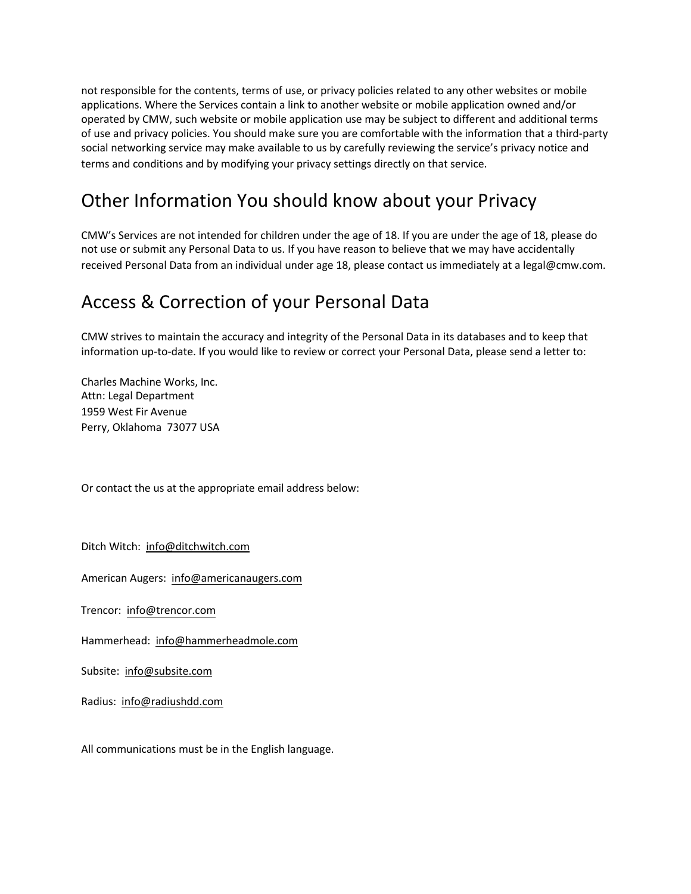not responsible for the contents, terms of use, or privacy policies related to any other websites or mobile applications. Where the Services contain a link to another website or mobile application owned and/or operated by CMW, such website or mobile application use may be subject to different and additional terms of use and privacy policies. You should make sure you are comfortable with the information that a third-party social networking service may make available to us by carefully reviewing the service's privacy notice and terms and conditions and by modifying your privacy settings directly on that service.

## Other Information You should know about your Privacy

CMW's Services are not intended for children under the age of 18. If you are under the age of 18, please do not use or submit any Personal Data to us. If you have reason to believe that we may have accidentally received Personal Data from an individual under age 18, please contact us immediately at a legal@cmw.com.

## Access & Correction of your Personal Data

CMW strives to maintain the accuracy and integrity of the Personal Data in its databases and to keep that information up-to-date. If you would like to review or correct your Personal Data, please send a letter to:

Charles Machine Works, Inc.
Attn: Legal Department
1959 West Fir Avenue
Perry, Oklahoma 73077 USA

Or contact the us at the appropriate email address below:

Ditch Witch: info@ditchwitch.com

American Augers: info@americanaugers.com

Trencor: info@trencor.com

Hammerhead: info@hammerheadmole.com

Subsite: info@subsite.com

Radius: info@radiushdd.com

All communications must be in the English language.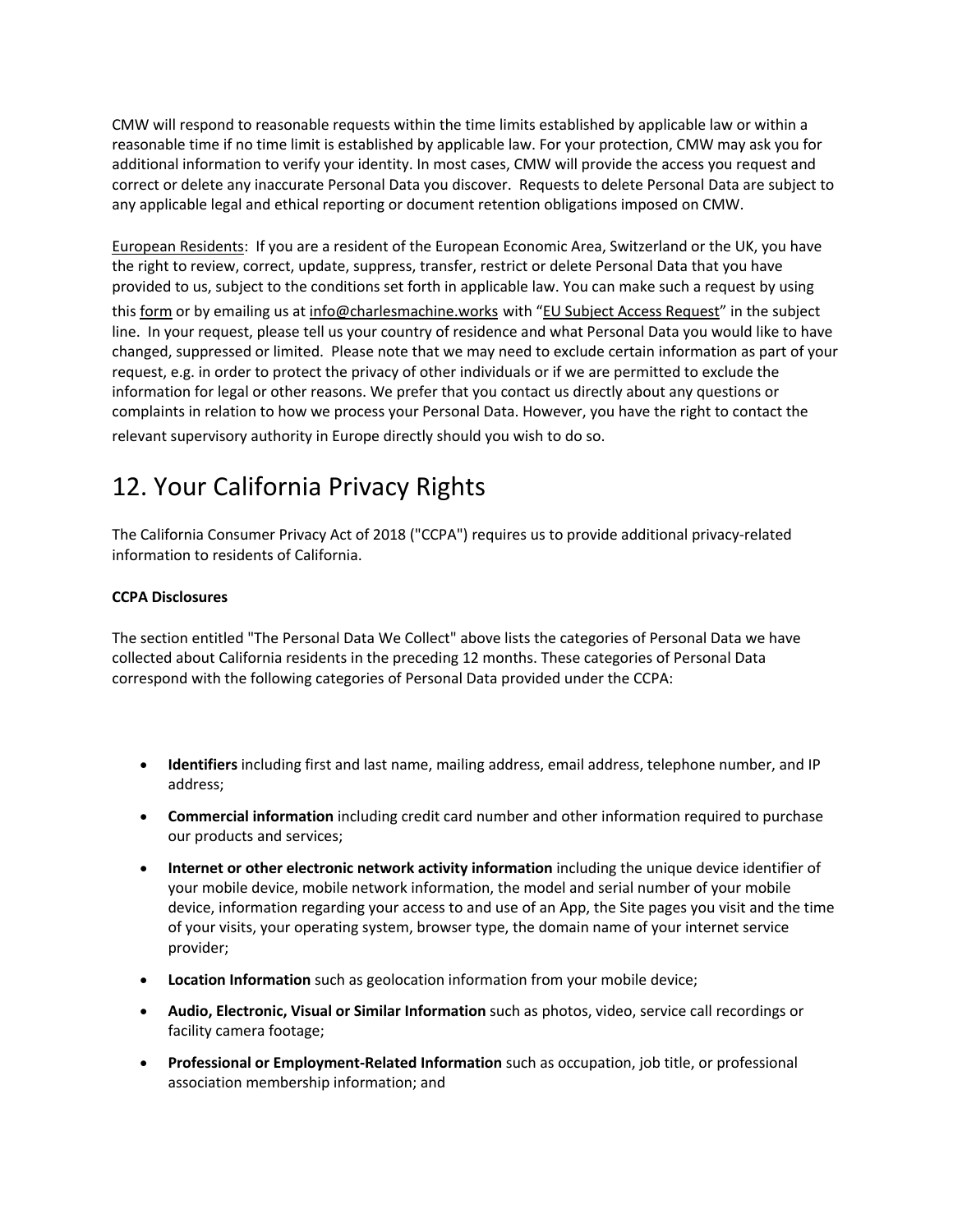CMW will respond to reasonable requests within the time limits established by applicable law or within a reasonable time if no time limit is established by applicable law. For your protection, CMW may ask you for additional information to verify your identity. In most cases, CMW will provide the access you request and correct or delete any inaccurate Personal Data you discover. Requests to delete Personal Data are subject to any applicable legal and ethical reporting or document retention obligations imposed on CMW.

European Residents: If you are a resident of the European Economic Area, Switzerland or the UK, you have the right to review, correct, update, suppress, transfer, restrict or delete Personal Data that you have provided to us, subject to the conditions set forth in applicable law. You can make such a request by using this form or by emailing us at info@charlesmachine.works with "EU Subject Access Request" in the subject line. In your request, please tell us your country of residence and what Personal Data you would like to have changed, suppressed or limited. Please note that we may need to exclude certain information as part of your request, e.g. in order to protect the privacy of other individuals or if we are permitted to exclude the information for legal or other reasons. We prefer that you contact us directly about any questions or complaints in relation to how we process your Personal Data. However, you have the right to contact the relevant supervisory authority in Europe directly should you wish to do so.

# 12. Your California Privacy Rights

The California Consumer Privacy Act of 2018 ("CCPA") requires us to provide additional privacy-related information to residents of California.

**CCPA Disclosures**

The section entitled "The Personal Data We Collect" above lists the categories of Personal Data we have collected about California residents in the preceding 12 months. These categories of Personal Data correspond with the following categories of Personal Data provided under the CCPA:

- **Identifiers** including first and last name, mailing address, email address, telephone number, and IP address;
- **Commercial information** including credit card number and other information required to purchase our products and services;
- **Internet or other electronic network activity information** including the unique device identifier of your mobile device, mobile network information, the model and serial number of your mobile device, information regarding your access to and use of an App, the Site pages you visit and the time of your visits, your operating system, browser type, the domain name of your internet service provider;
- **Location Information** such as geolocation information from your mobile device;
- **Audio, Electronic, Visual or Similar Information** such as photos, video, service call recordings or facility camera footage;
- **Professional or Employment-Related Information** such as occupation, job title, or professional association membership information; and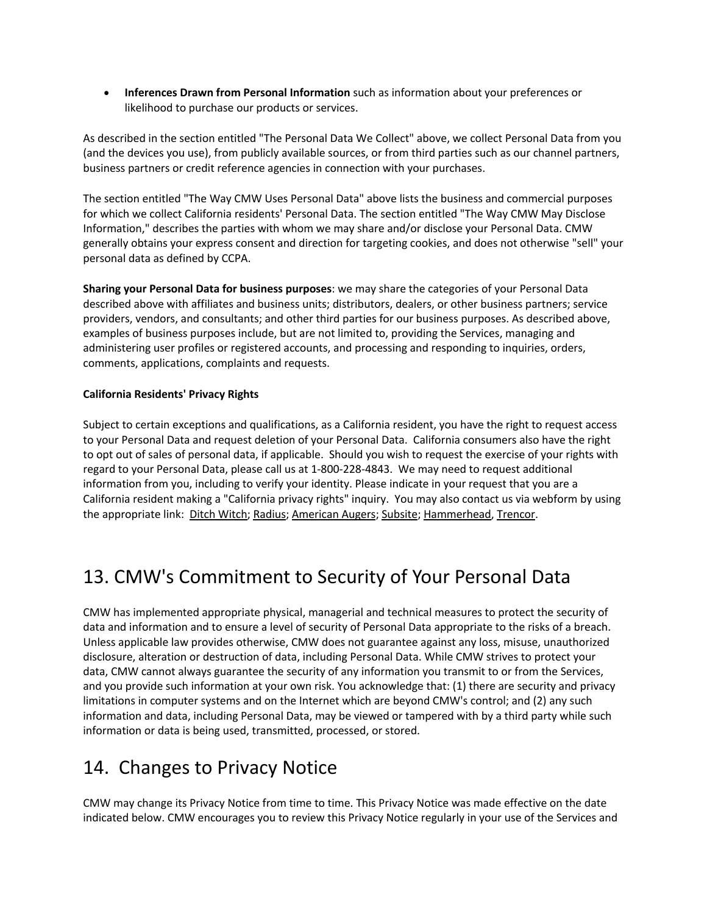- **Inferences Drawn from Personal Information** such as information about your preferences or likelihood to purchase our products or services.

As described in the section entitled "The Personal Data We Collect" above, we collect Personal Data from you (and the devices you use), from publicly available sources, or from third parties such as our channel partners, business partners or credit reference agencies in connection with your purchases.

The section entitled "The Way CMW Uses Personal Data" above lists the business and commercial purposes for which we collect California residents' Personal Data. The section entitled "The Way CMW May Disclose Information," describes the parties with whom we may share and/or disclose your Personal Data. CMW generally obtains your express consent and direction for targeting cookies, and does not otherwise "sell" your personal data as defined by CCPA.

**Sharing your Personal Data for business purposes**: we may share the categories of your Personal Data described above with affiliates and business units; distributors, dealers, or other business partners; service providers, vendors, and consultants; and other third parties for our business purposes. As described above, examples of business purposes include, but are not limited to, providing the Services, managing and administering user profiles or registered accounts, and processing and responding to inquiries, orders, comments, applications, complaints and requests.

**California Residents' Privacy Rights**

Subject to certain exceptions and qualifications, as a California resident, you have the right to request access to your Personal Data and request deletion of your Personal Data. California consumers also have the right to opt out of sales of personal data, if applicable. Should you wish to request the exercise of your rights with regard to your Personal Data, please call us at 1-800-228-4843. We may need to request additional information from you, including to verify your identity. Please indicate in your request that you are a California resident making a "California privacy rights" inquiry. You may also contact us via webform by using the appropriate link: Ditch Witch; Radius; American Augers; Subsite; Hammerhead, Trencor.

# 13. CMW's Commitment to Security of Your Personal Data

CMW has implemented appropriate physical, managerial and technical measures to protect the security of data and information and to ensure a level of security of Personal Data appropriate to the risks of a breach. Unless applicable law provides otherwise, CMW does not guarantee against any loss, misuse, unauthorized disclosure, alteration or destruction of data, including Personal Data. While CMW strives to protect your data, CMW cannot always guarantee the security of any information you transmit to or from the Services, and you provide such information at your own risk. You acknowledge that: (1) there are security and privacy limitations in computer systems and on the Internet which are beyond CMW's control; and (2) any such information and data, including Personal Data, may be viewed or tampered with by a third party while such information or data is being used, transmitted, processed, or stored.

# 14. Changes to Privacy Notice

CMW may change its Privacy Notice from time to time. This Privacy Notice was made effective on the date indicated below. CMW encourages you to review this Privacy Notice regularly in your use of the Services and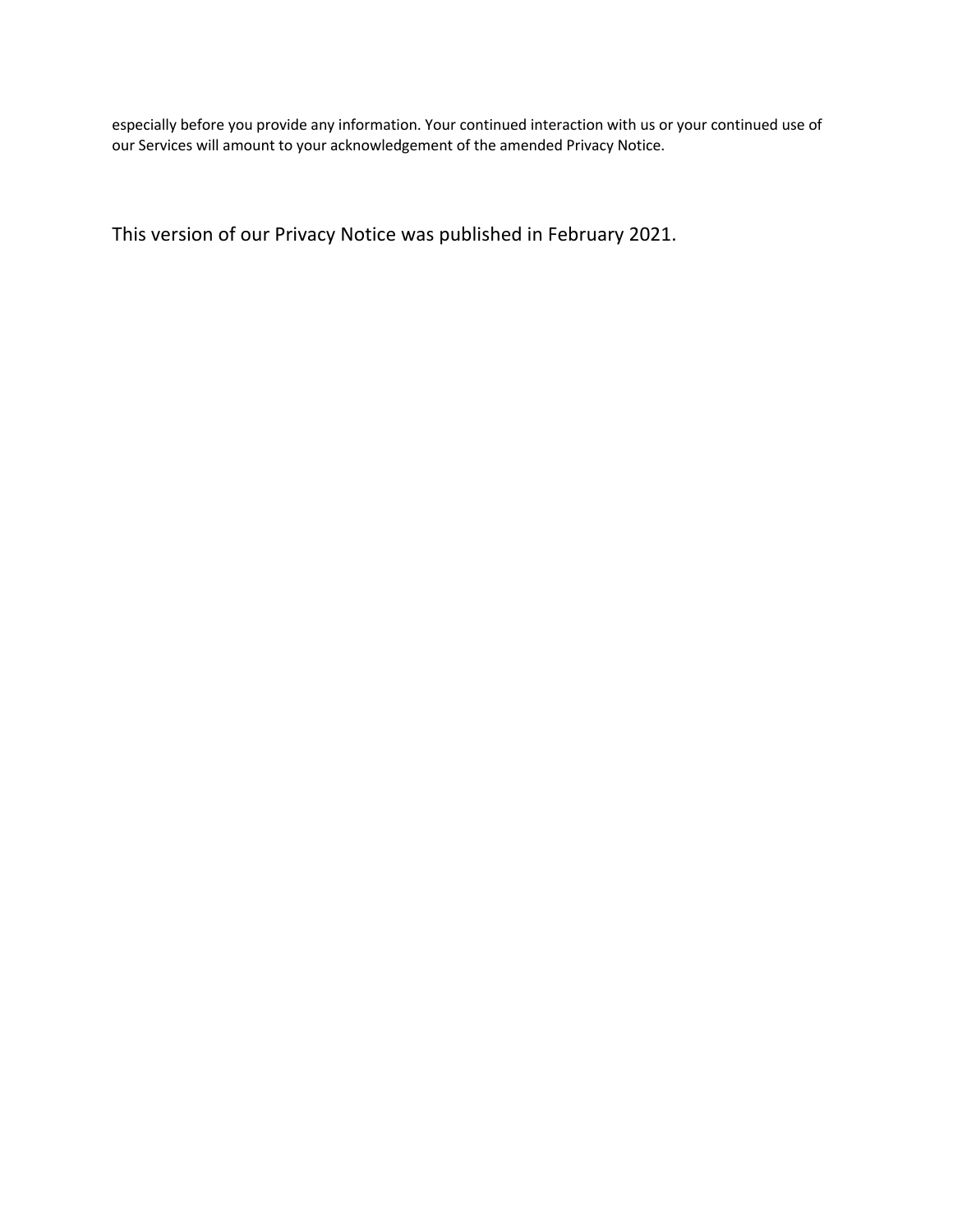especially before you provide any information. Your continued interaction with us or your continued use of our Services will amount to your acknowledgement of the amended Privacy Notice.

This version of our Privacy Notice was published in February 2021.